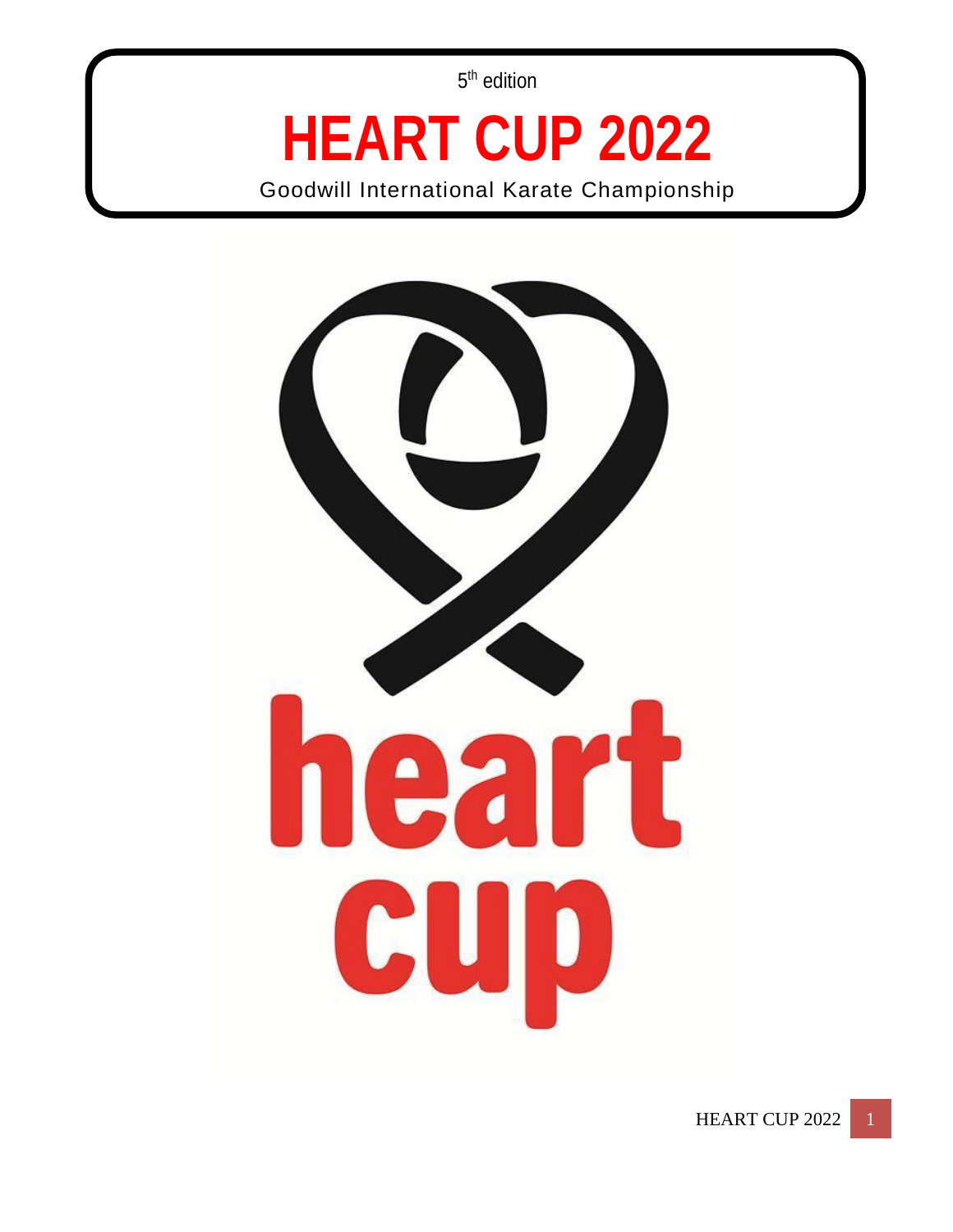5th edition

# HEART CUP 2022

Goodwill International Karate Championship

heart cup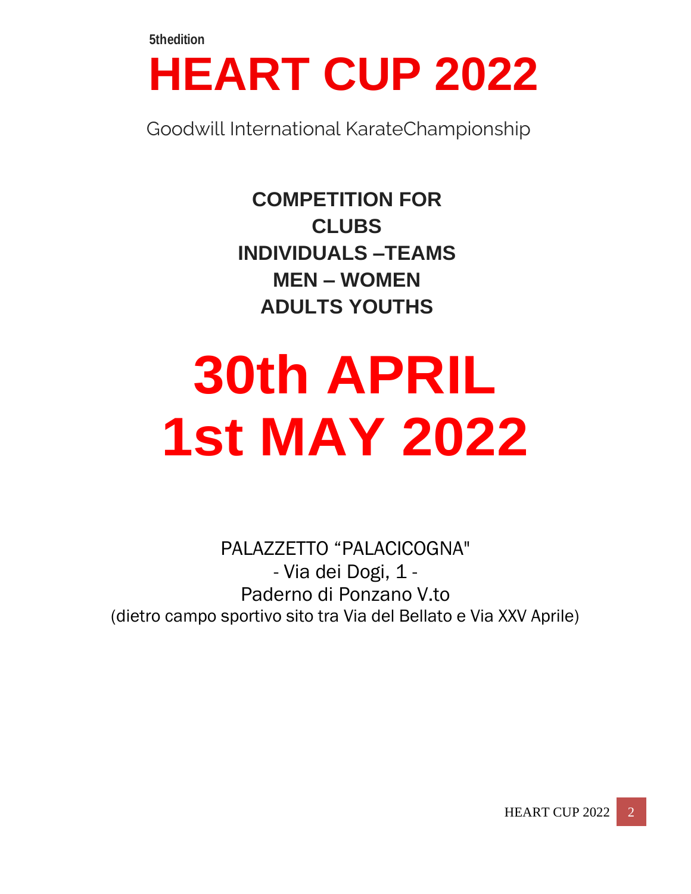5thedition

# HEART CUP 2022

Goodwill International KarateChampionship

**COMPETITION FOR**
**CLUBS**
**INDIVIDUALS –TEAMS**
**MEN – WOMEN**
**ADULTS YOUTHS**

# 30th APRIL
# 1st MAY 2022

PALAZZETTO “PALACICOGNA"
- Via dei Dogi, 1 -
Paderno di Ponzano V.to
(dietro campo sportivo sito tra Via del Bellato e Via XXV Aprile)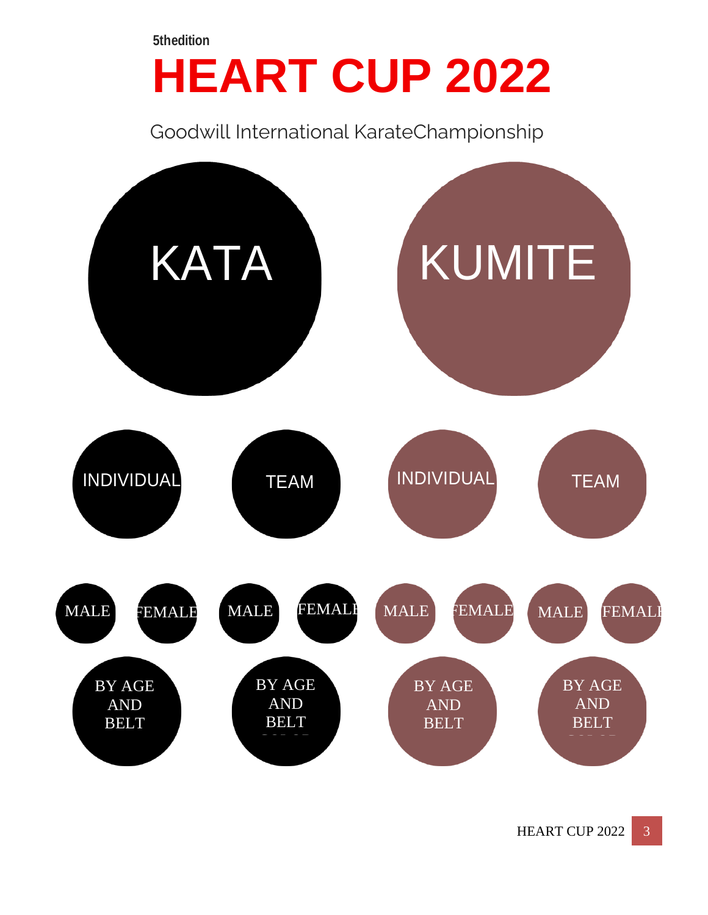5thedition

# HEART CUP 2022

Goodwill International KarateChampionship

## KATA

### INDIVIDUAL
- MALE
- FEMALE
- BY AGE AND BELT

### TEAM
- MALE
- FEMALE
- BY AGE AND BELT

## KUMITE

### INDIVIDUAL
- MALE
- FEMALE
- BY AGE AND BELT

### TEAM
- MALE
- FEMALE
- BY AGE AND BELT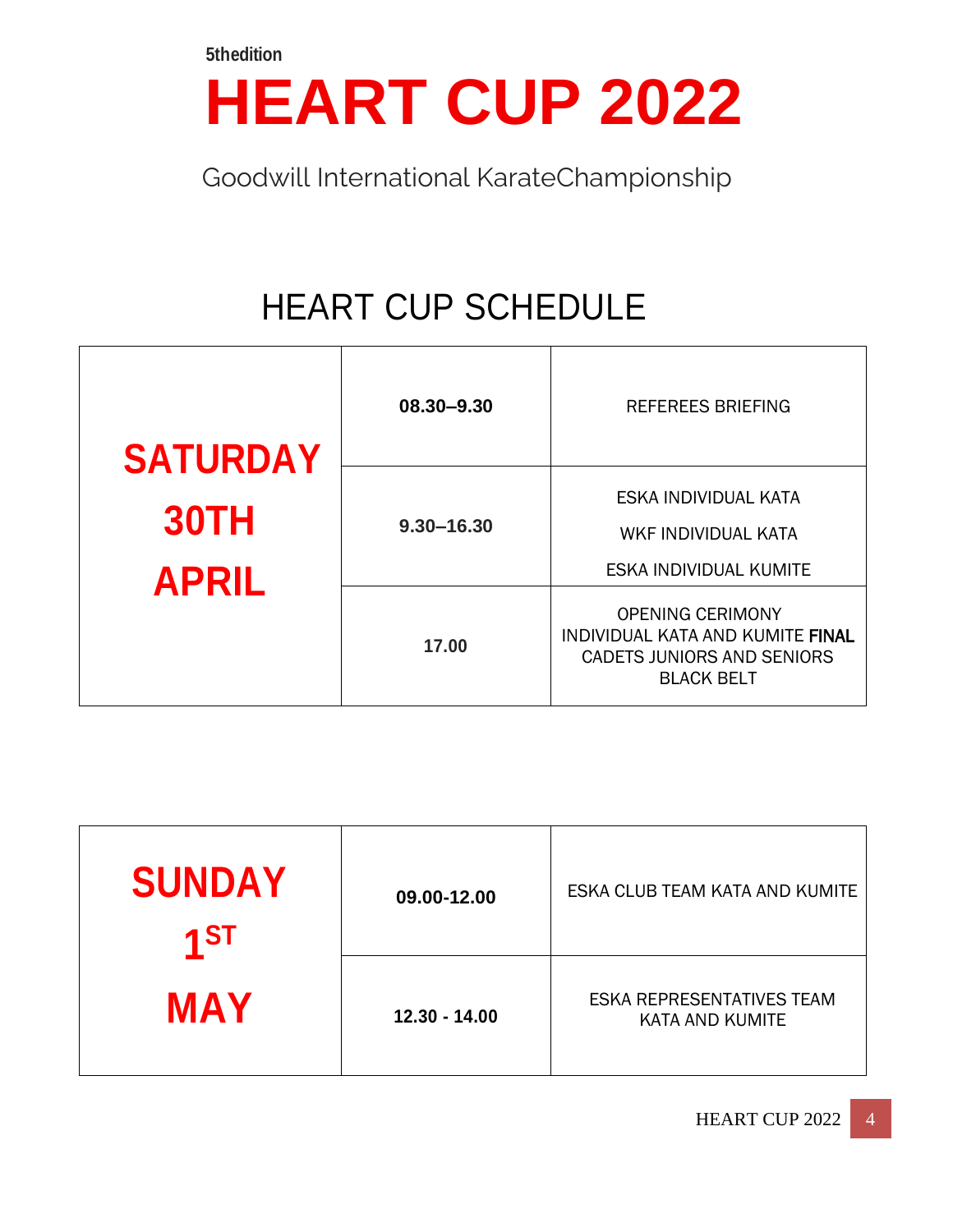5thedition

# HEART CUP 2022

Goodwill International KarateChampionship

## HEART CUP SCHEDULE

| SATURDAY 30TH APRIL | | |
|---|---|---|
| | **08.30–9.30** | REFEREES BRIEFING |
| | **9.30–16.30** | ESKA INDIVIDUAL KATA<br>WKF INDIVIDUAL KATA<br>ESKA INDIVIDUAL KUMITE |
| | **17.00** | OPENING CEREMONY<br>INDIVIDUAL KATA AND KUMITE FINAL<br>CADETS JUNIORS AND SENIORS<br>BLACK BELT |

| SUNDAY 1ST MAY | | |
|---|---|---|
| | **09.00-12.00** | ESKA CLUB TEAM KATA AND KUMITE |
| | **12.30 - 14.00** | ESKA REPRESENTATIVES TEAM KATA AND KUMITE |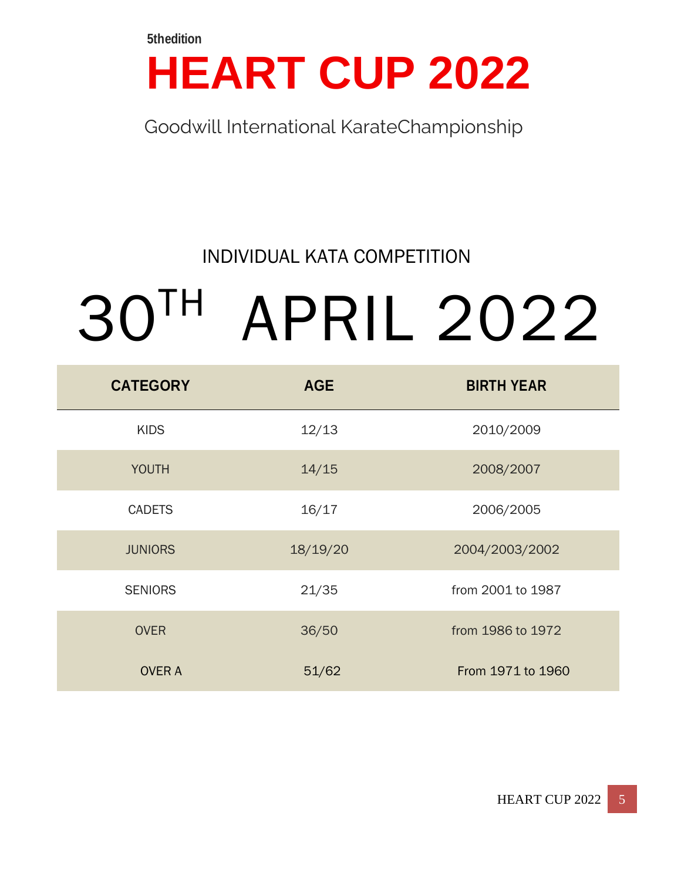**5thedition**

# HEART CUP 2022

Goodwill International KarateChampionship

## INDIVIDUAL KATA COMPETITION

# 30TH APRIL 2022

| CATEGORY | AGE | BIRTH YEAR |
|---|---|---|
| KIDS | 12/13 | 2010/2009 |
| YOUTH | 14/15 | 2008/2007 |
| CADETS | 16/17 | 2006/2005 |
| JUNIORS | 18/19/20 | 2004/2003/2002 |
| SENIORS | 21/35 | from 2001 to 1987 |
| OVER | 36/50 | from 1986 to 1972 |
| OVER A | 51/62 | From 1971 to 1960 |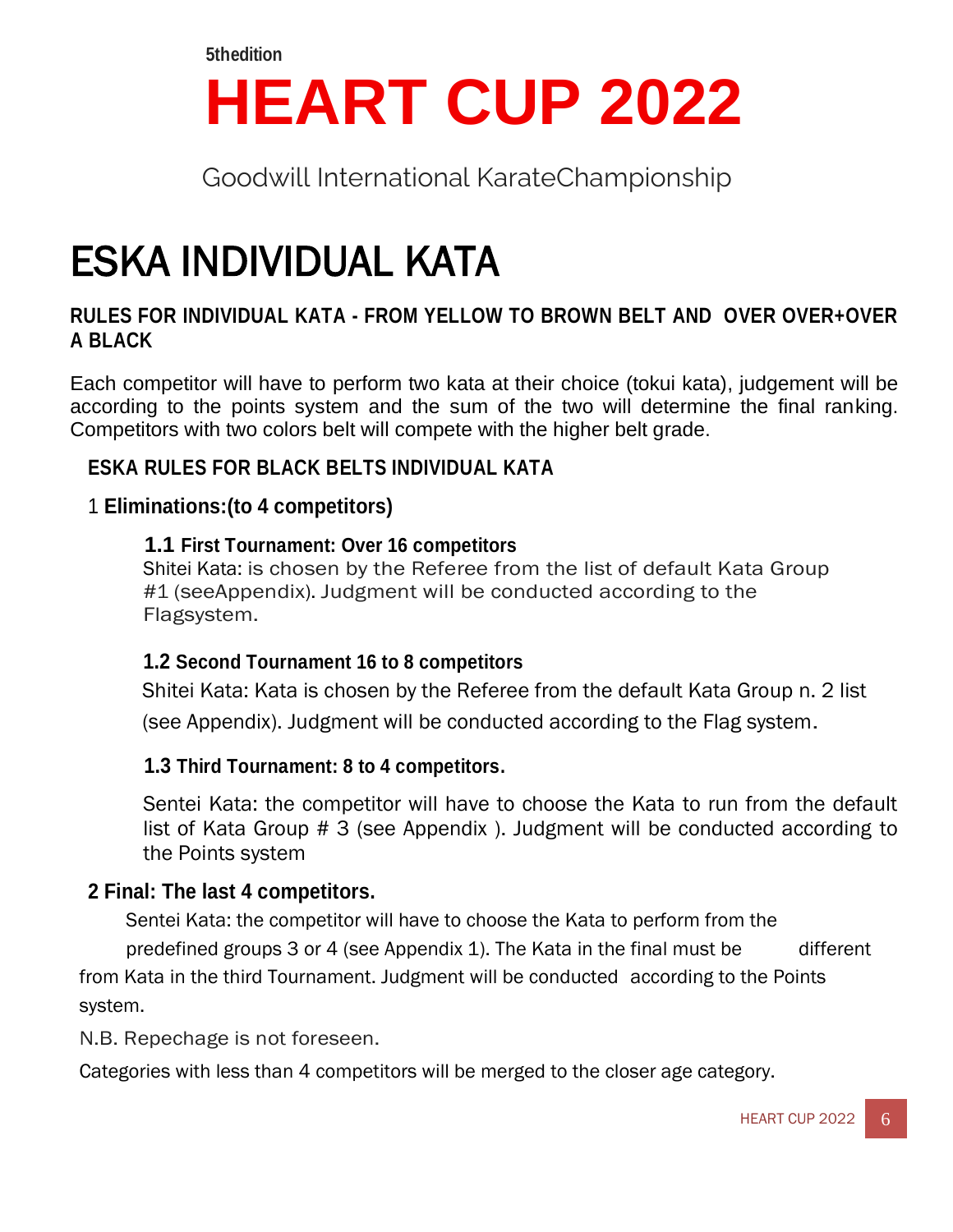5thedition

# HEART CUP 2022

Goodwill International KarateChampionship

# ESKA INDIVIDUAL KATA

## RULES FOR INDIVIDUAL KATA - FROM YELLOW TO BROWN BELT AND OVER OVER+OVER A BLACK

Each competitor will have to perform two kata at their choice (tokui kata), judgement will be according to the points system and the sum of the two will determine the final ranking. Competitors with two colors belt will compete with the higher belt grade.

### ESKA RULES FOR BLACK BELTS INDIVIDUAL KATA

1 **Eliminations:(to 4 competitors)**

**1.1 First Tournament: Over 16 competitors**

Shitei Kata: is chosen by the Referee from the list of default Kata Group #1 (seeAppendix). Judgment will be conducted according to the Flagsystem.

**1.2 Second Tournament 16 to 8 competitors**

Shitei Kata: Kata is chosen by the Referee from the default Kata Group n. 2 list (see Appendix). Judgment will be conducted according to the Flag system.

**1.3 Third Tournament: 8 to 4 competitors.**

Sentei Kata: the competitor will have to choose the Kata to run from the default list of Kata Group # 3 (see Appendix ). Judgment will be conducted according to the Points system

**2 Final: The last 4 competitors.**

Sentei Kata: the competitor will have to choose the Kata to perform from the predefined groups 3 or 4 (see Appendix 1). The Kata in the final must be different from Kata in the third Tournament. Judgment will be conducted according to the Points system.

N.B. Repechage is not foreseen.

Categories with less than 4 competitors will be merged to the closer age category.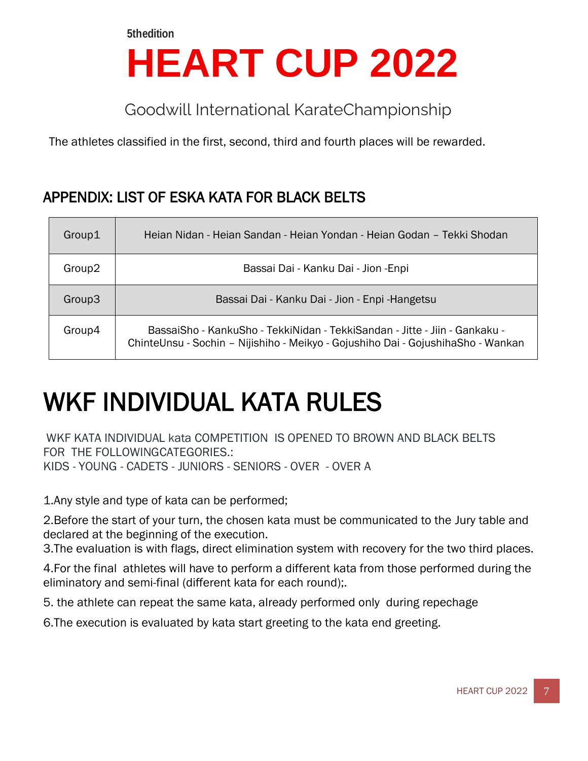5thedition

# HEART CUP 2022

Goodwill International KarateChampionship

The athletes classified in the first, second, third and fourth places will be rewarded.

## APPENDIX: LIST OF ESKA KATA FOR BLACK BELTS

| | |
|---|---|
| Group1 | Heian Nidan - Heian Sandan - Heian Yondan - Heian Godan – Tekki Shodan |
| Group2 | Bassai Dai - Kanku Dai - Jion -Enpi |
| Group3 | Bassai Dai - Kanku Dai - Jion - Enpi -Hangetsu |
| Group4 | BassaiSho - KankuSho - TekkiNidan - TekkiSandan - Jitte - Jiin - Gankaku - ChinteUnsu - Sochin – Nijishiho - Meikyo - Gojushiho Dai - GojushihaSho - Wankan |

# WKF INDIVIDUAL KATA RULES

WKF KATA INDIVIDUAL kata COMPETITION IS OPENED TO BROWN AND BLACK BELTS FOR THE FOLLOWINGCATEGORIES.:
KIDS - YOUNG - CADETS - JUNIORS - SENIORS - OVER - OVER A

1.Any style and type of kata can be performed;

2.Before the start of your turn, the chosen kata must be communicated to the Jury table and declared at the beginning of the execution.

3.The evaluation is with flags, direct elimination system with recovery for the two third places.

4.For the final athletes will have to perform a different kata from those performed during the eliminatory and semi-final (different kata for each round);.

5. the athlete can repeat the same kata, already performed only during repechage

6.The execution is evaluated by kata start greeting to the kata end greeting.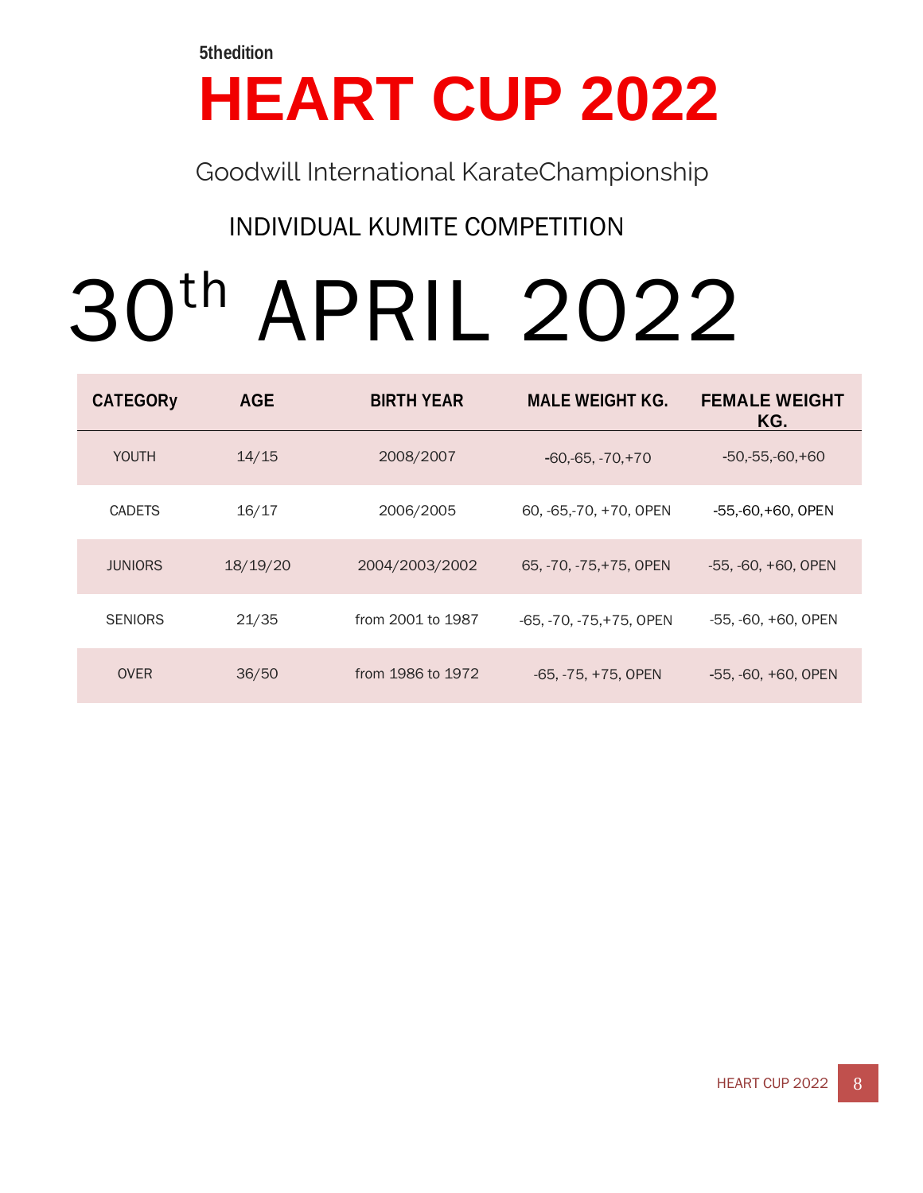**5thedition**

# HEART CUP 2022

Goodwill International KarateChampionship

## INDIVIDUAL KUMITE COMPETITION

# 30th APRIL 2022

| CATEGORy | AGE | BIRTH YEAR | MALE WEIGHT KG. | FEMALE WEIGHT KG. |
|---|---|---|---|---|
| YOUTH | 14/15 | 2008/2007 | -60,-65, -70,+70 | -50,-55,-60,+60 |
| CADETS | 16/17 | 2006/2005 | 60, -65,-70, +70, OPEN | -55,-60,+60, OPEN |
| JUNIORS | 18/19/20 | 2004/2003/2002 | 65, -70, -75,+75, OPEN | -55, -60, +60, OPEN |
| SENIORS | 21/35 | from 2001 to 1987 | -65, -70, -75,+75, OPEN | -55, -60, +60, OPEN |
| OVER | 36/50 | from 1986 to 1972 | -65, -75, +75, OPEN | -55, -60, +60, OPEN |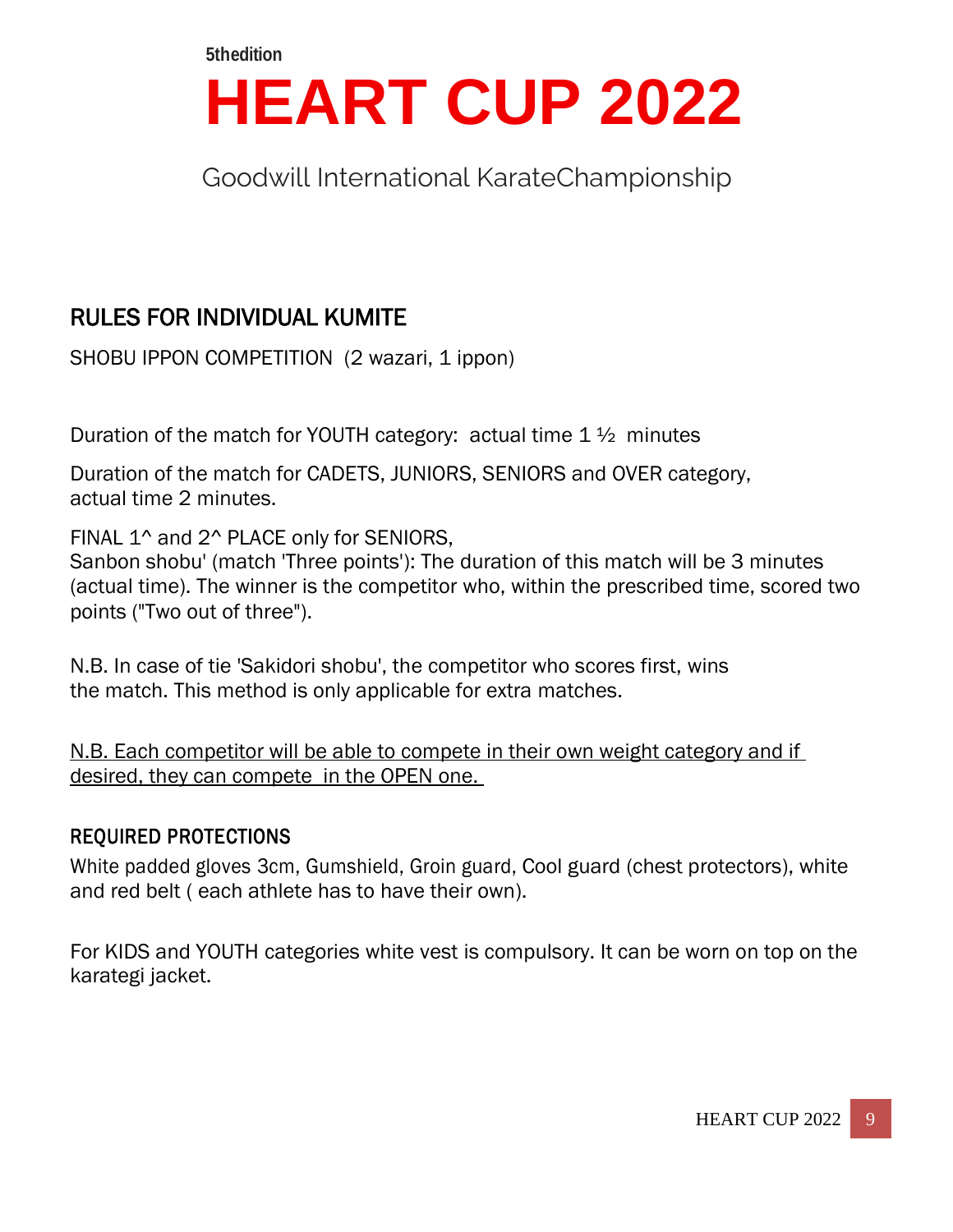5thedition

# HEART CUP 2022

Goodwill International KarateChampionship

## RULES FOR INDIVIDUAL KUMITE

SHOBU IPPON COMPETITION (2 wazari, 1 ippon)

Duration of the match for YOUTH category: actual time 1 ½ minutes

Duration of the match for CADETS, JUNIORS, SENIORS and OVER category, actual time 2 minutes.

FINAL 1^ and 2^ PLACE only for SENIORS,
Sanbon shobu' (match 'Three points'): The duration of this match will be 3 minutes (actual time). The winner is the competitor who, within the prescribed time, scored two points ("Two out of three").

N.B. In case of tie 'Sakidori shobu', the competitor who scores first, wins the match. This method is only applicable for extra matches.

<u>N.B. Each competitor will be able to compete in their own weight category and if desired, they can compete in the OPEN one.</u>

### REQUIRED PROTECTIONS

White padded gloves 3cm, Gumshield, Groin guard, Cool guard (chest protectors), white and red belt ( each athlete has to have their own).

For KIDS and YOUTH categories white vest is compulsory. It can be worn on top on the karategi jacket.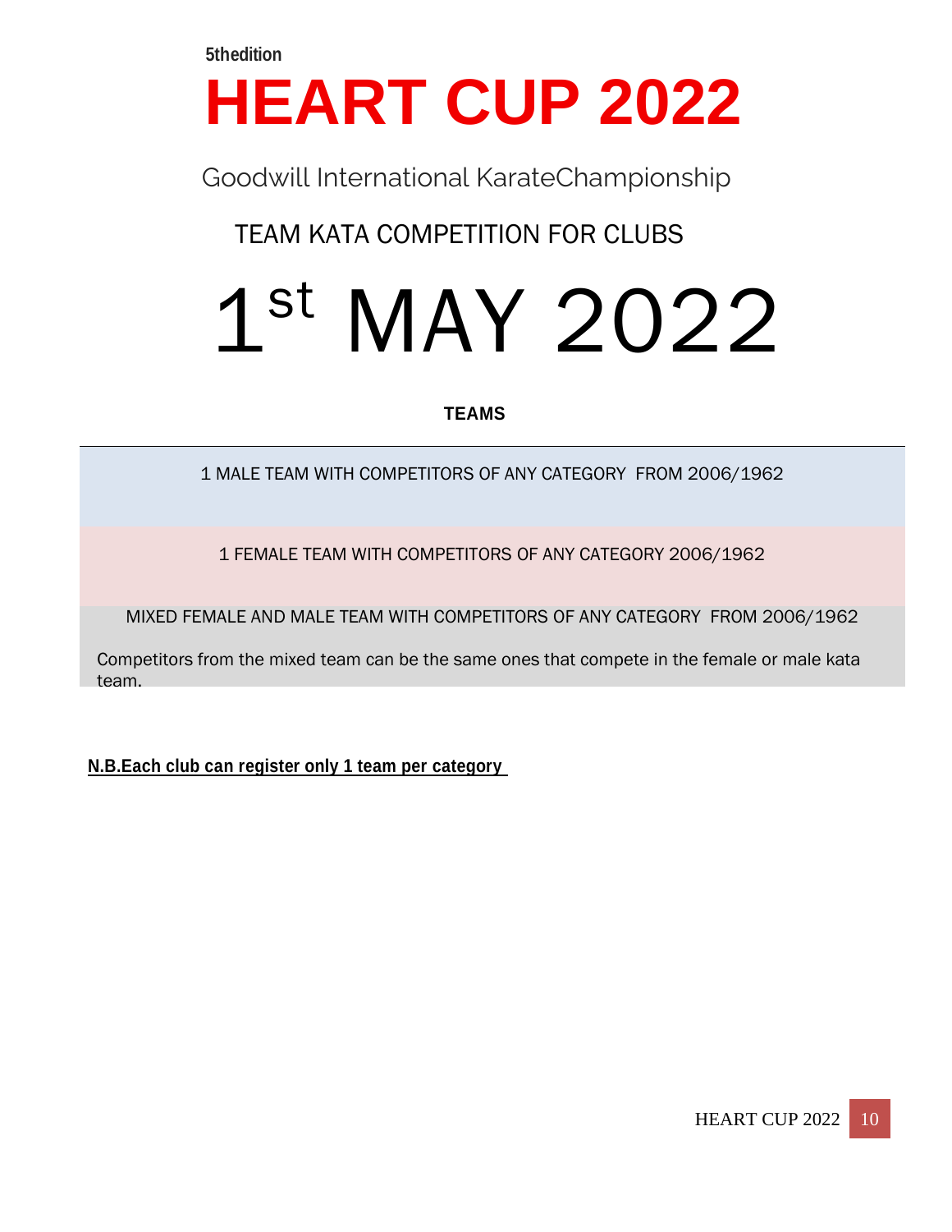**5thedition**

# HEART CUP 2022

Goodwill International KarateChampionship

## TEAM KATA COMPETITION FOR CLUBS

# 1st MAY 2022

**TEAMS**

1 MALE TEAM WITH COMPETITORS OF ANY CATEGORY FROM 2006/1962

1 FEMALE TEAM WITH COMPETITORS OF ANY CATEGORY 2006/1962

MIXED FEMALE AND MALE TEAM WITH COMPETITORS OF ANY CATEGORY FROM 2006/1962

Competitors from the mixed team can be the same ones that compete in the female or male kata team.

**N.B.Each club can register only 1 team per category**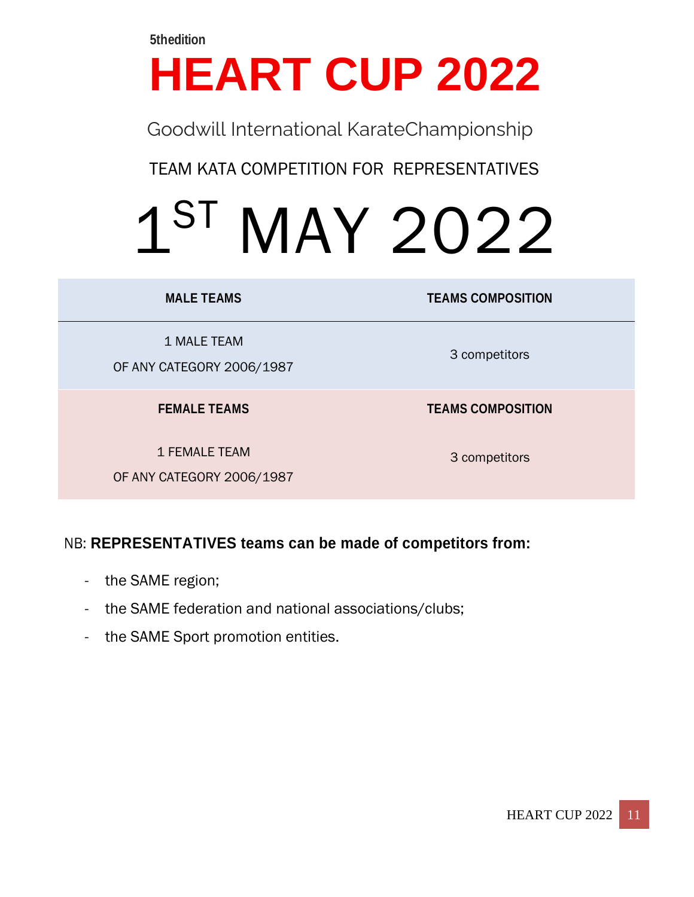**5thedition**

# HEART CUP 2022

Goodwill International KarateChampionship

TEAM KATA COMPETITION FOR REPRESENTATIVES

# 1ST MAY 2022

| MALE TEAMS | TEAMS COMPOSITION |
|---|---|
| 1 MALE TEAM<br>OF ANY CATEGORY 2006/1987 | 3 competitors |
| **FEMALE TEAMS** | **TEAMS COMPOSITION** |
| 1 FEMALE TEAM<br>OF ANY CATEGORY 2006/1987 | 3 competitors |

NB: **REPRESENTATIVES teams can be made of competitors from:**

- the SAME region;
- the SAME federation and national associations/clubs;
- the SAME Sport promotion entities.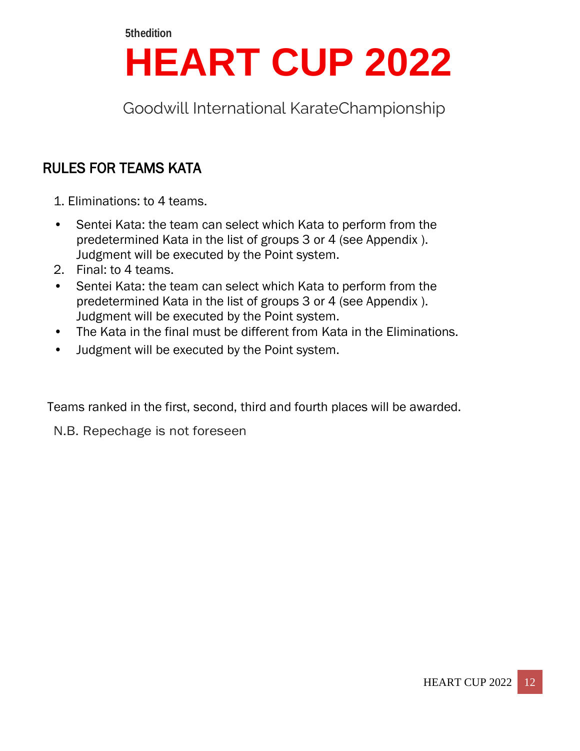5thedition

# HEART CUP 2022

Goodwill International KarateChampionship

## RULES FOR TEAMS KATA

1. Eliminations: to 4 teams.

- Sentei Kata: the team can select which Kata to perform from the predetermined Kata in the list of groups 3 or 4 (see Appendix ). Judgment will be executed by the Point system.

2. Final: to 4 teams.

- Sentei Kata: the team can select which Kata to perform from the predetermined Kata in the list of groups 3 or 4 (see Appendix ). Judgment will be executed by the Point system.
- The Kata in the final must be different from Kata in the Eliminations.
- Judgment will be executed by the Point system.

Teams ranked in the first, second, third and fourth places will be awarded.

N.B. Repechage is not foreseen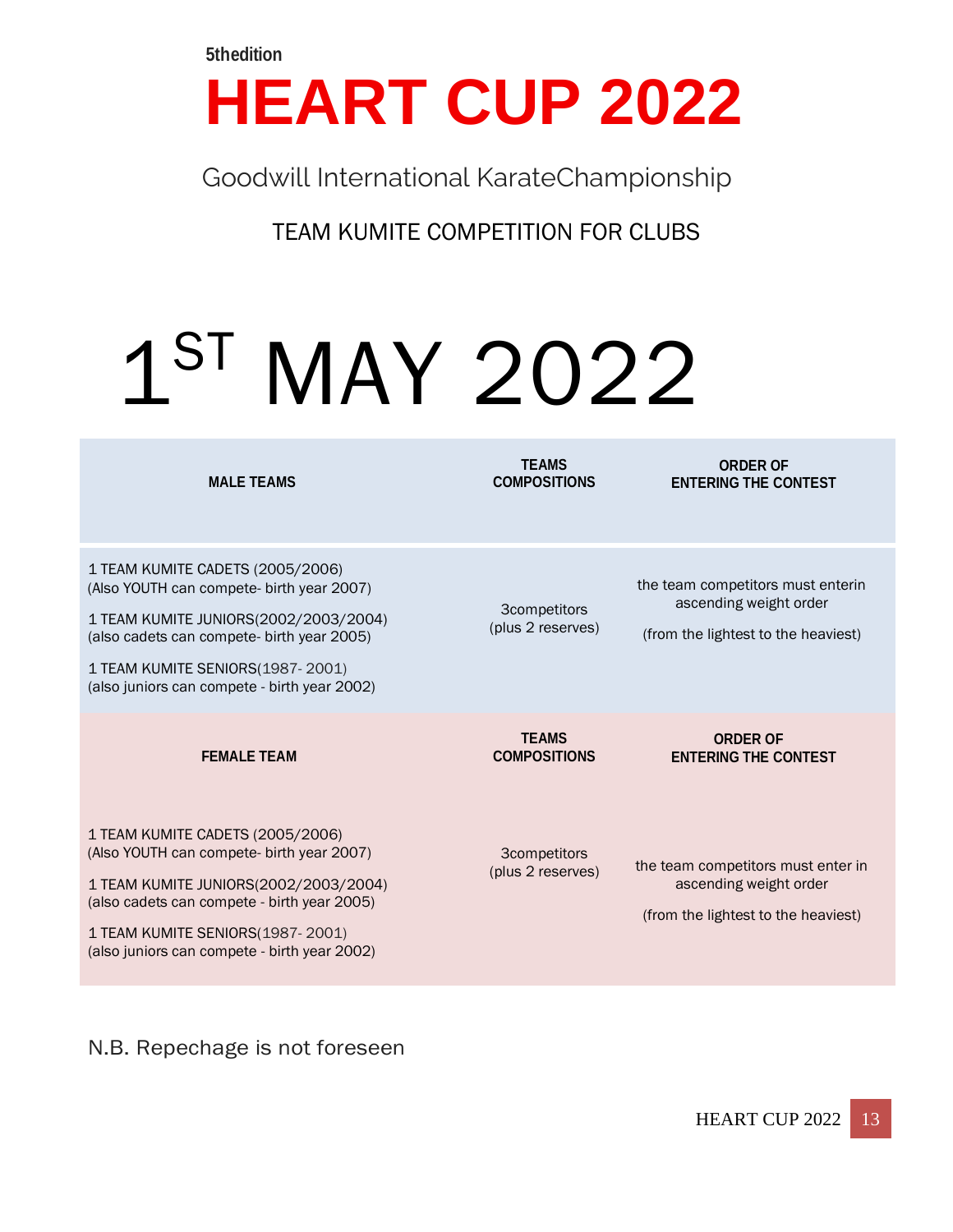5thedition

# HEART CUP 2022

Goodwill International KarateChampionship

TEAM KUMITE COMPETITION FOR CLUBS

# 1ST MAY 2022

| MALE TEAMS | TEAMS COMPOSITIONS | ORDER OF ENTERING THE CONTEST |
|---|---|---|
| 1 TEAM KUMITE CADETS (2005/2006) (Also YOUTH can compete- birth year 2007)<br><br>1 TEAM KUMITE JUNIORS(2002/2003/2004) (also cadets can compete- birth year 2005)<br><br>1 TEAM KUMITE SENIORS(1987- 2001) (also juniors can compete - birth year 2002) | 3competitors (plus 2 reserves) | the team competitors must enterin ascending weight order<br><br>(from the lightest to the heaviest) |
| **FEMALE TEAM** | **TEAMS COMPOSITIONS** | **ORDER OF ENTERING THE CONTEST** |
| 1 TEAM KUMITE CADETS (2005/2006) (Also YOUTH can compete- birth year 2007)<br><br>1 TEAM KUMITE JUNIORS(2002/2003/2004) (also cadets can compete - birth year 2005)<br><br>1 TEAM KUMITE SENIORS(1987- 2001) (also juniors can compete - birth year 2002) | 3competitors (plus 2 reserves) | the team competitors must enter in ascending weight order<br><br>(from the lightest to the heaviest) |

N.B. Repechage is not foreseen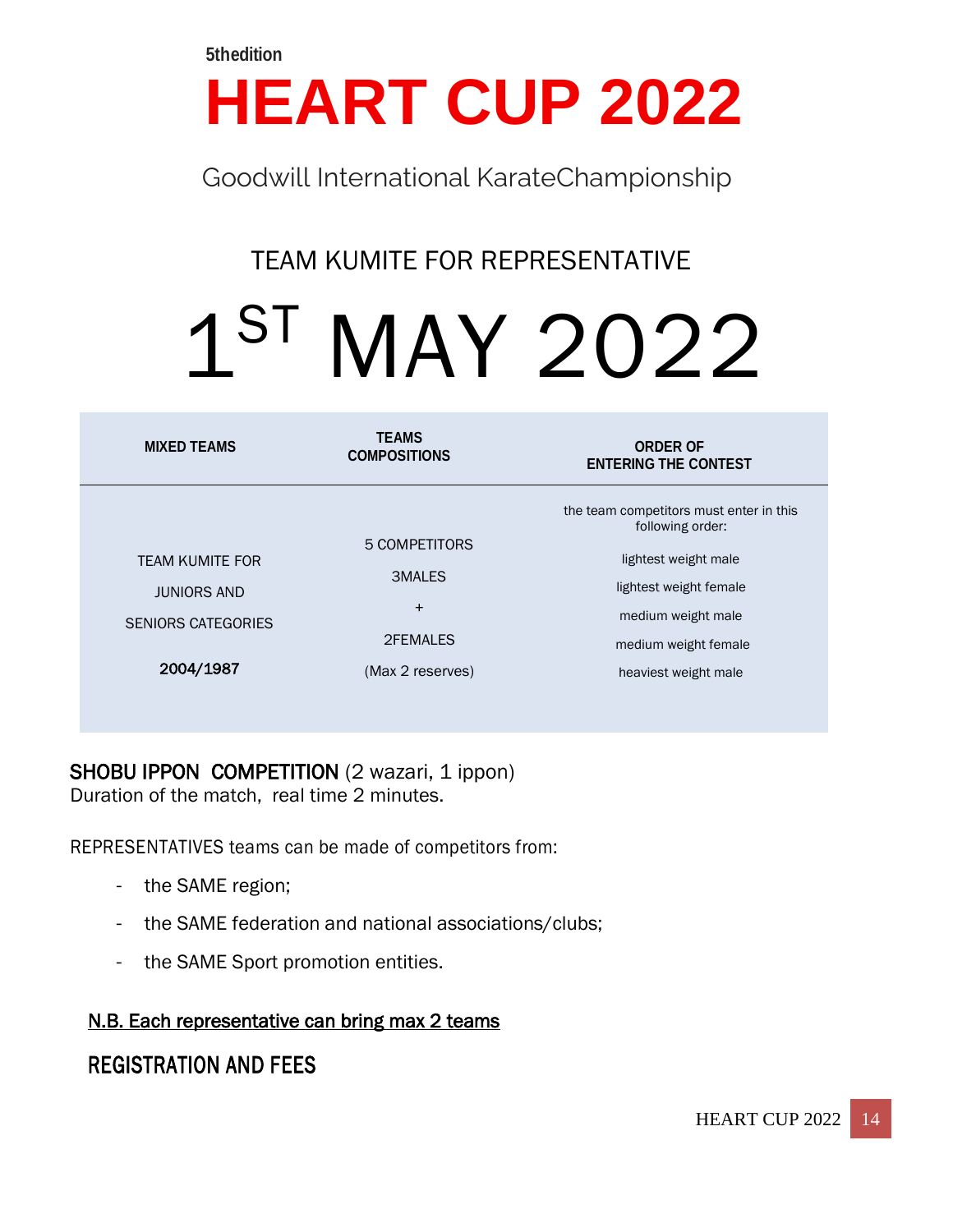5thedition

# HEART CUP 2022

Goodwill International KarateChampionship

## TEAM KUMITE FOR REPRESENTATIVE

# 1ST MAY 2022

| MIXED TEAMS | TEAMS COMPOSITIONS | ORDER OF ENTERING THE CONTEST |
|---|---|---|
| TEAM KUMITE FOR JUNIORS AND SENIORS CATEGORIES **2004/1987** | 5 COMPETITORS 3MALES + 2FEMALES (Max 2 reserves) | the team competitors must enter in this following order: lightest weight male, lightest weight female, medium weight male, medium weight female, heaviest weight male |

**SHOBU IPPON COMPETITION** (2 wazari, 1 ippon)
Duration of the match, real time 2 minutes.

REPRESENTATIVES teams can be made of competitors from:

- the SAME region;
- the SAME federation and national associations/clubs;
- the SAME Sport promotion entities.

<u>N.B. Each representative can bring max 2 teams</u>

## REGISTRATION AND FEES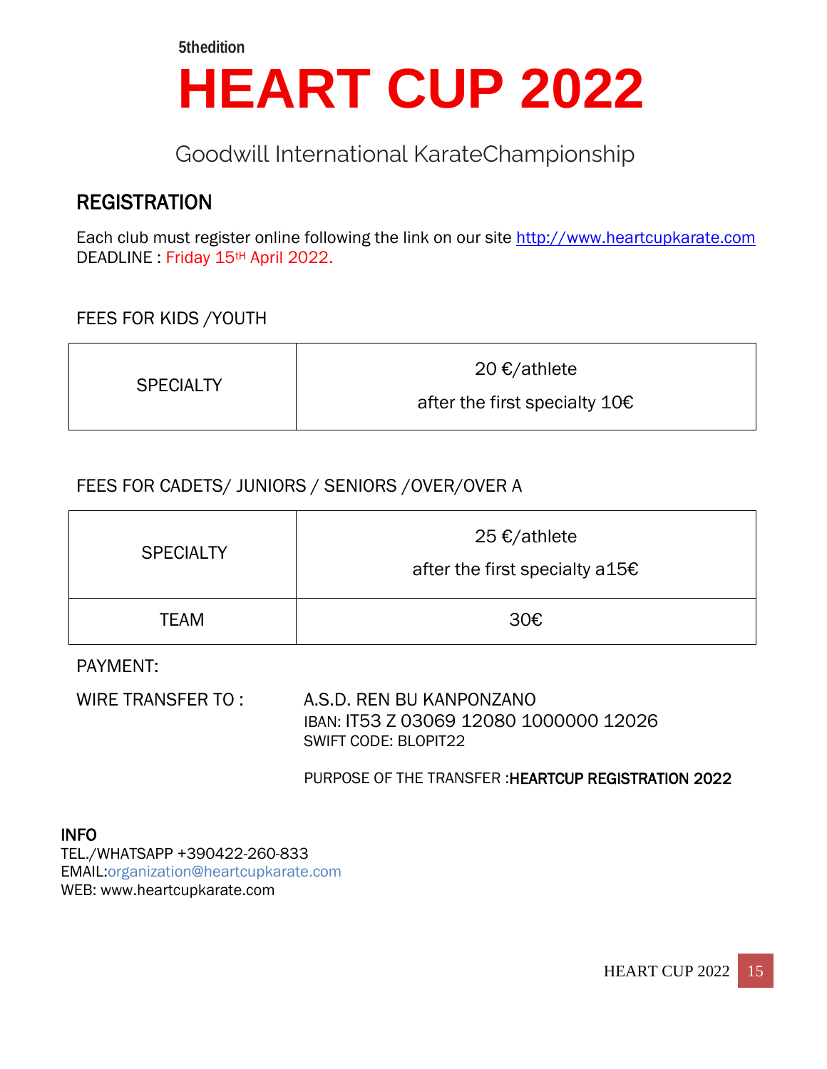5thedition

# HEART CUP 2022

Goodwill International KarateChampionship

## REGISTRATION

Each club must register online following the link on our site http://www.heartcupkarate.com
DEADLINE : Friday 15th April 2022.

FEES FOR KIDS /YOUTH

| | |
|---|---|
| SPECIALTY | 20 €/athlete<br>after the first specialty 10€ |

FEES FOR CADETS/ JUNIORS / SENIORS /OVER/OVER A

| | |
|---|---|
| SPECIALTY | 25 €/athlete<br>after the first specialty a15€ |
| TEAM | 30€ |

PAYMENT:

WIRE TRANSFER TO : A.S.D. REN BU KANPONZANO
IBAN: IT53 Z 03069 12080 1000000 12026
SWIFT CODE: BLOPIT22

PURPOSE OF THE TRANSFER :**HEARTCUP REGISTRATION 2022**

**INFO**
TEL./WHATSAPP +390422-260-833
EMAIL:organization@heartcupkarate.com
WEB: www.heartcupkarate.com